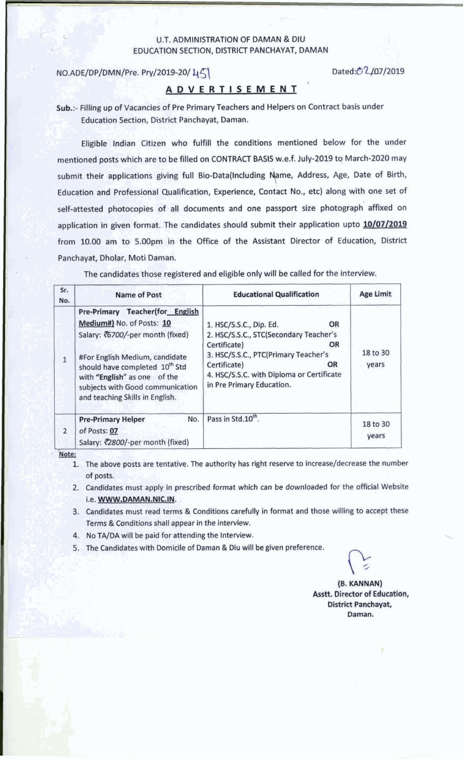U.T. ADMINISTRATION OF DAMAN & DIU
EDUCATION SECTION, DISTRICT PANCHAYAT, DAMAN

NO.ADE/DP/DMN/Pre. Pry/2019-20/ 451 Dated:02/07/2019

# ADVERTISEMENT

**Sub.:-** Filling up of Vacancies of Pre Primary Teachers and Helpers on Contract basis under Education Section, District Panchayat, Daman.

Eligible Indian Citizen who fulfill the conditions mentioned below for the under mentioned posts which are to be filled on CONTRACT BASIS w.e.f. July-2019 to March-2020 may submit their applications giving full Bio-Data(Including Name, Address, Age, Date of Birth, Education and Professional Qualification, Experience, Contact No., etc) along with one set of self-attested photocopies of all documents and one passport size photograph affixed on application in given format. The candidates should submit their application upto **10/07/2019** from 10.00 am to 5.00pm in the Office of the Assistant Director of Education, District Panchayat, Dholar, Moti Daman.

The candidates those registered and eligible only will be called for the interview.

| Sr. No. | Name of Post | Educational Qualification | Age Limit |
|---|---|---|---|
| 1 | **Pre-Primary Teacher(for English Medium#)** No. of Posts: **10**<br>Salary: ₹6700/-per month (fixed)<br><br>#For English Medium, candidate should have completed 10th Std with **"English"** as one of the subjects with Good communication and teaching Skills in English. | 1. HSC/S.S.C., Dip. Ed. **OR**<br>2. HSC/S.S.C., STC(Secondary Teacher's Certificate) **OR**<br>3. HSC/S.S.C., PTC(Primary Teacher's Certificate) **OR**<br>4. HSC/S.S.C. with Diploma or Certificate in Pre Primary Education. | 18 to 30 years |
| 2 | **Pre-Primary Helper** No. of Posts: **07**<br>Salary: ₹2800/-per month (fixed) | Pass in Std.10th. | 18 to 30 years |

**Note:**

1. The above posts are tentative. The authority has right reserve to increase/decrease the number of posts.
2. Candidates must apply in prescribed format which can be downloaded for the official Website i.e. **WWW.DAMAN.NIC.IN**.
3. Candidates must read terms & Conditions carefully in format and those willing to accept these Terms & Conditions shall appear in the interview.
4. No TA/DA will be paid for attending the Interview.
5. The Candidates with Domicile of Daman & Diu will be given preference.

**(B. KANNAN)**
**Asstt. Director of Education,**
**District Panchayat,**
**Daman.**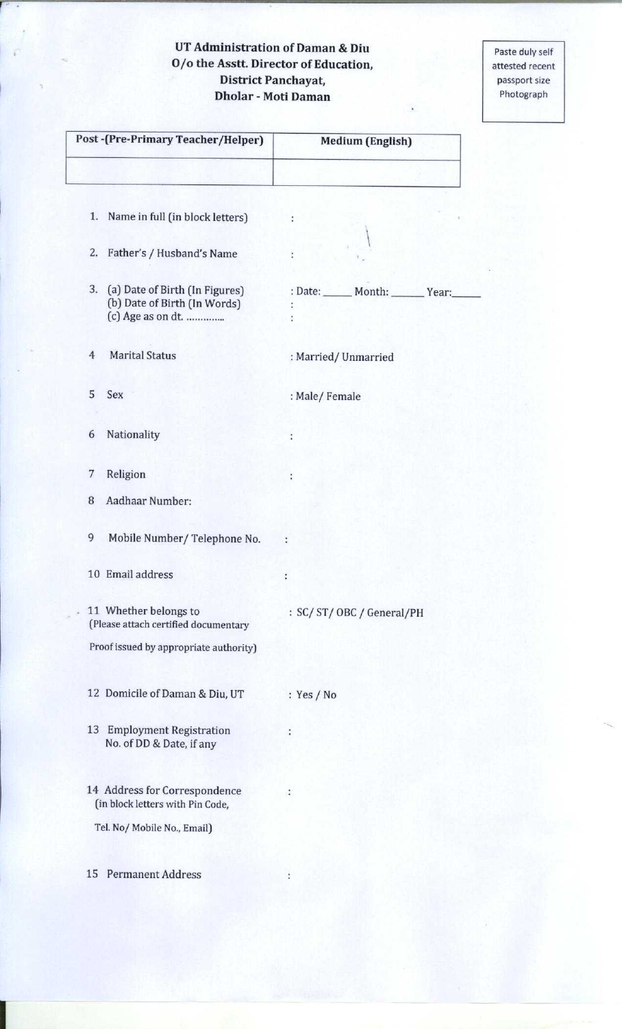**UT Administration of Daman & Diu**
**O/o the Asstt. Director of Education,**
**District Panchayat,**
**Dholar - Moti Daman**

Paste duly self attested recent passport size Photograph

| Post -(Pre-Primary Teacher/Helper) | Medium (English) |
| --- | --- |
| | |

1. Name in full (in block letters) :

2. Father's / Husband's Name :

3. (a) Date of Birth (In Figures) : Date: _____ Month: _____ Year:_____
   (b) Date of Birth (In Words) :
   (c) Age as on dt. ............ :

4. Marital Status : Married/ Unmarried

5. Sex : Male/ Female

6. Nationality :

7. Religion :

8. Aadhaar Number:

9. Mobile Number/ Telephone No. :

10. Email address :

11. Whether belongs to : SC/ ST/ OBC / General/PH
    (Please attach certified documentary Proof issued by appropriate authority)

12. Domicile of Daman & Diu, UT : Yes / No

13. Employment Registration No. of DD & Date, if any :

14. Address for Correspondence (in block letters with Pin Code, Tel. No/ Mobile No., Email) :

15. Permanent Address :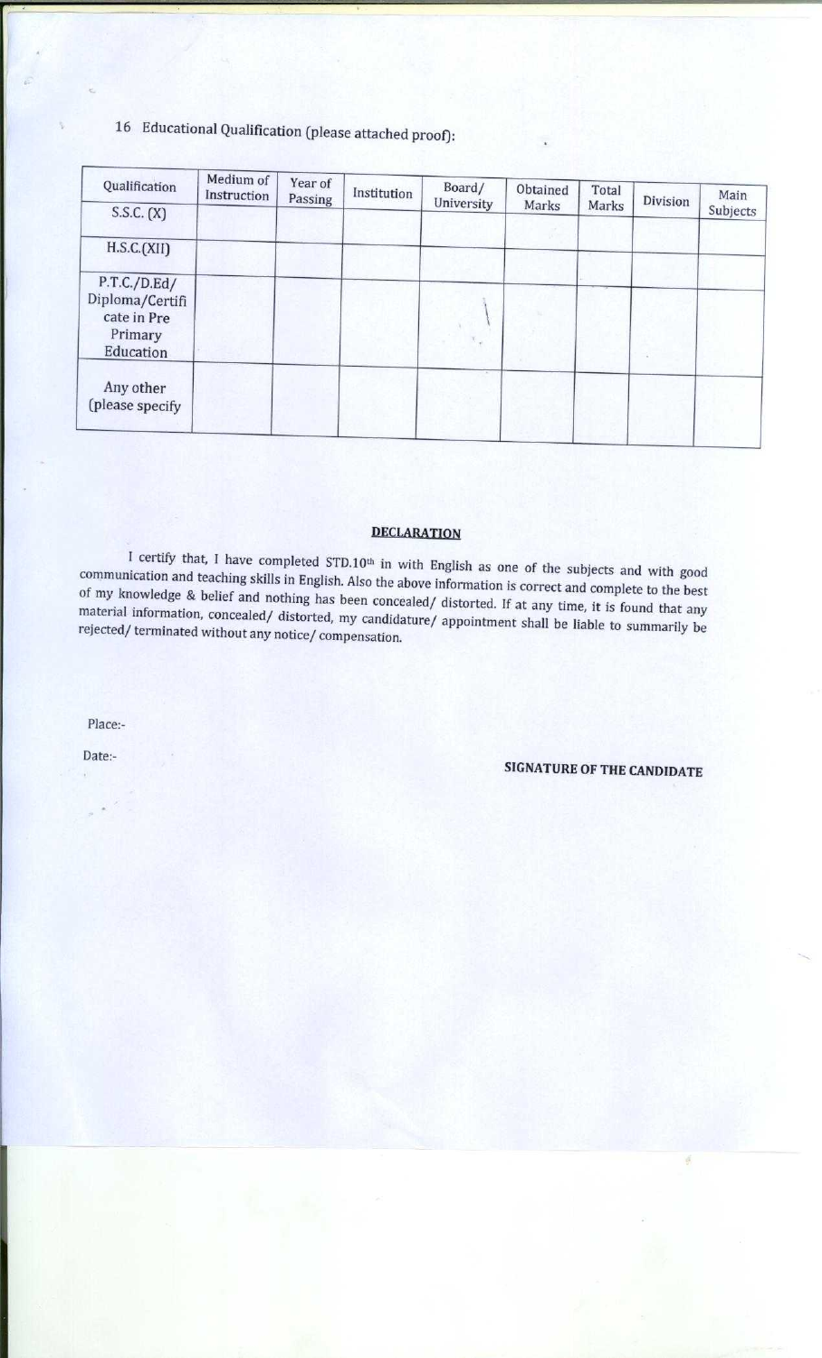16 Educational Qualification (please attached proof):

| Qualification | Medium of Instruction | Year of Passing | Institution | Board/ University | Obtained Marks | Total Marks | Division | Main Subjects |
|---|---|---|---|---|---|---|---|---|
| S.S.C. (X) | | | | | | | | |
| H.S.C.(XII) | | | | | | | | |
| P.T.C./D.Ed/ Diploma/Certificate in Pre Primary Education | | | | | | | | |
| Any other (please specify | | | | | | | | |

**DECLARATION**

I certify that, I have completed STD.10th in with English as one of the subjects and with good communication and teaching skills in English. Also the above information is correct and complete to the best of my knowledge & belief and nothing has been concealed/ distorted. If at any time, it is found that any material information, concealed/ distorted, my candidature/ appointment shall be liable to summarily be rejected/ terminated without any notice/ compensation.

Place:-

Date:-

**SIGNATURE OF THE CANDIDATE**